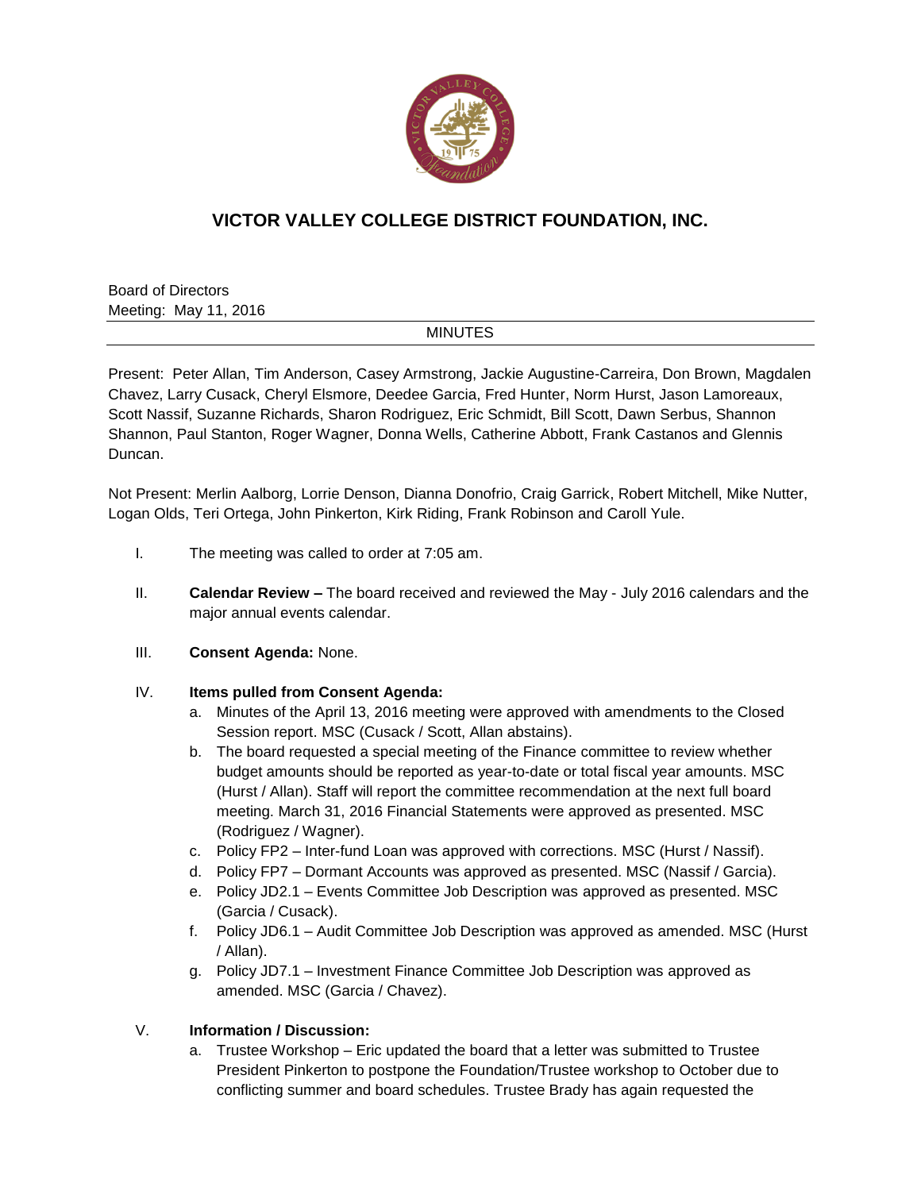# VICTOR VALLEY COLLEGE DISTRICT FOUNDATION, INC.

Board of Directors
Meeting: May 11, 2016

MINUTES

Present: Peter Allan, Tim Anderson, Casey Armstrong, Jackie Augustine-Carreira, Don Brown, Magdalen Chavez, Larry Cusack, Cheryl Elsmore, Deedee Garcia, Fred Hunter, Norm Hurst, Jason Lamoreaux, Scott Nassif, Suzanne Richards, Sharon Rodriguez, Eric Schmidt, Bill Scott, Dawn Serbus, Shannon Shannon, Paul Stanton, Roger Wagner, Donna Wells, Catherine Abbott, Frank Castanos and Glennis Duncan.

Not Present: Merlin Aalborg, Lorrie Denson, Dianna Donofrio, Craig Garrick, Robert Mitchell, Mike Nutter, Logan Olds, Teri Ortega, John Pinkerton, Kirk Riding, Frank Robinson and Caroll Yule.

I. The meeting was called to order at 7:05 am.

II. **Calendar Review –** The board received and reviewed the May - July 2016 calendars and the major annual events calendar.

III. **Consent Agenda:** None.

IV. **Items pulled from Consent Agenda:**
   a. Minutes of the April 13, 2016 meeting were approved with amendments to the Closed Session report. MSC (Cusack / Scott, Allan abstains).
   b. The board requested a special meeting of the Finance committee to review whether budget amounts should be reported as year-to-date or total fiscal year amounts. MSC (Hurst / Allan). Staff will report the committee recommendation at the next full board meeting. March 31, 2016 Financial Statements were approved as presented. MSC (Rodriguez / Wagner).
   c. Policy FP2 – Inter-fund Loan was approved with corrections. MSC (Hurst / Nassif).
   d. Policy FP7 – Dormant Accounts was approved as presented. MSC (Nassif / Garcia).
   e. Policy JD2.1 – Events Committee Job Description was approved as presented. MSC (Garcia / Cusack).
   f. Policy JD6.1 – Audit Committee Job Description was approved as amended. MSC (Hurst / Allan).
   g. Policy JD7.1 – Investment Finance Committee Job Description was approved as amended. MSC (Garcia / Chavez).

V. **Information / Discussion:**
   a. Trustee Workshop – Eric updated the board that a letter was submitted to Trustee President Pinkerton to postpone the Foundation/Trustee workshop to October due to conflicting summer and board schedules. Trustee Brady has again requested the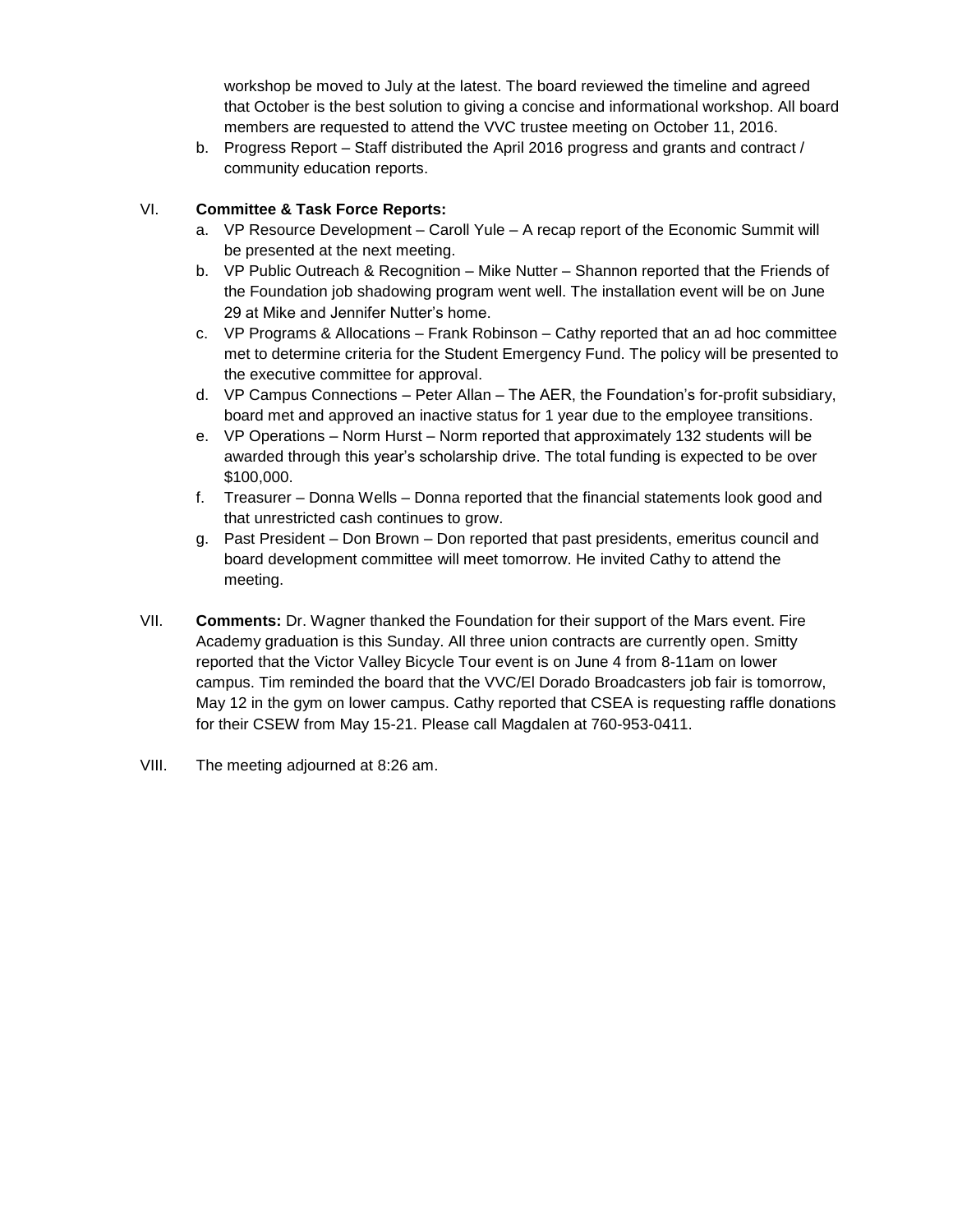workshop be moved to July at the latest. The board reviewed the timeline and agreed that October is the best solution to giving a concise and informational workshop. All board members are requested to attend the VVC trustee meeting on October 11, 2016.

b. Progress Report – Staff distributed the April 2016 progress and grants and contract / community education reports.

VI. **Committee & Task Force Reports:**

a. VP Resource Development – Caroll Yule – A recap report of the Economic Summit will be presented at the next meeting.

b. VP Public Outreach & Recognition – Mike Nutter – Shannon reported that the Friends of the Foundation job shadowing program went well. The installation event will be on June 29 at Mike and Jennifer Nutter's home.

c. VP Programs & Allocations – Frank Robinson – Cathy reported that an ad hoc committee met to determine criteria for the Student Emergency Fund. The policy will be presented to the executive committee for approval.

d. VP Campus Connections – Peter Allan – The AER, the Foundation's for-profit subsidiary, board met and approved an inactive status for 1 year due to the employee transitions.

e. VP Operations – Norm Hurst – Norm reported that approximately 132 students will be awarded through this year's scholarship drive. The total funding is expected to be over $100,000.

f. Treasurer – Donna Wells – Donna reported that the financial statements look good and that unrestricted cash continues to grow.

g. Past President – Don Brown – Don reported that past presidents, emeritus council and board development committee will meet tomorrow. He invited Cathy to attend the meeting.

VII. **Comments:** Dr. Wagner thanked the Foundation for their support of the Mars event. Fire Academy graduation is this Sunday. All three union contracts are currently open. Smitty reported that the Victor Valley Bicycle Tour event is on June 4 from 8-11am on lower campus. Tim reminded the board that the VVC/El Dorado Broadcasters job fair is tomorrow, May 12 in the gym on lower campus. Cathy reported that CSEA is requesting raffle donations for their CSEW from May 15-21. Please call Magdalen at 760-953-0411.

VIII. The meeting adjourned at 8:26 am.